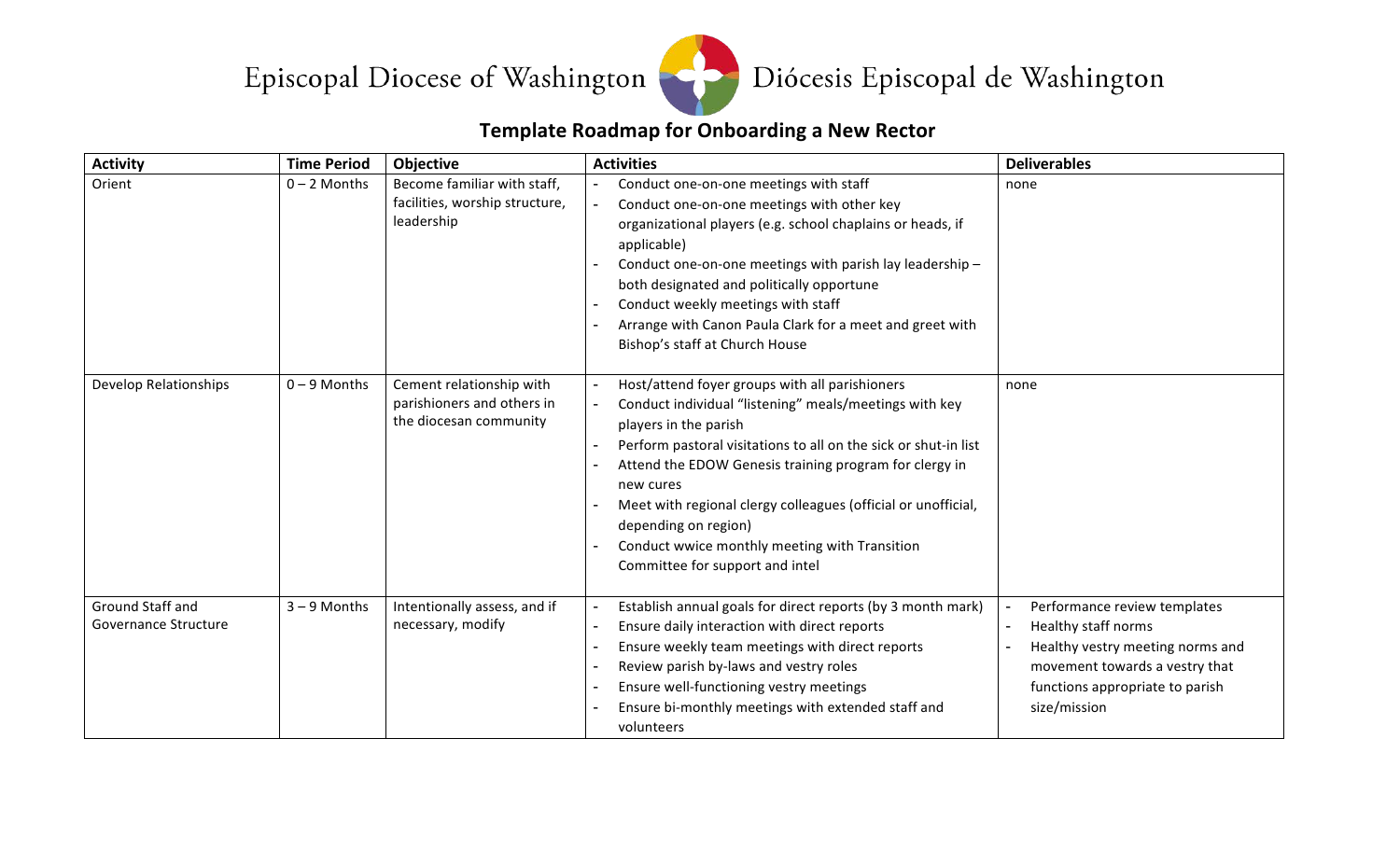Episcopal Diocese of Washington Diócesis Episcopal de Washington

## Template Roadmap for Onboarding a New Rector

| Activity | Time Period | Objective | Activities | Deliverables |
| --- | --- | --- | --- | --- |
| Orient | 0 – 2 Months | Become familiar with staff, facilities, worship structure, leadership | - Conduct one-on-one meetings with staff<br>- Conduct one-on-one meetings with other key organizational players (e.g. school chaplains or heads, if applicable)<br>- Conduct one-on-one meetings with parish lay leadership – both designated and politically opportune<br>- Conduct weekly meetings with staff<br>- Arrange with Canon Paula Clark for a meet and greet with Bishop's staff at Church House | none |
| Develop Relationships | 0 – 9 Months | Cement relationship with parishioners and others in the diocesan community | - Host/attend foyer groups with all parishioners<br>- Conduct individual "listening" meals/meetings with key players in the parish<br>- Perform pastoral visitations to all on the sick or shut-in list<br>- Attend the EDOW Genesis training program for clergy in new cures<br>- Meet with regional clergy colleagues (official or unofficial, depending on region)<br>- Conduct wwice monthly meeting with Transition Committee for support and intel | none |
| Ground Staff and Governance Structure | 3 – 9 Months | Intentionally assess, and if necessary, modify | - Establish annual goals for direct reports (by 3 month mark)<br>- Ensure daily interaction with direct reports<br>- Ensure weekly team meetings with direct reports<br>- Review parish by-laws and vestry roles<br>- Ensure well-functioning vestry meetings<br>- Ensure bi-monthly meetings with extended staff and volunteers | - Performance review templates<br>- Healthy staff norms<br>- Healthy vestry meeting norms and movement towards a vestry that functions appropriate to parish size/mission |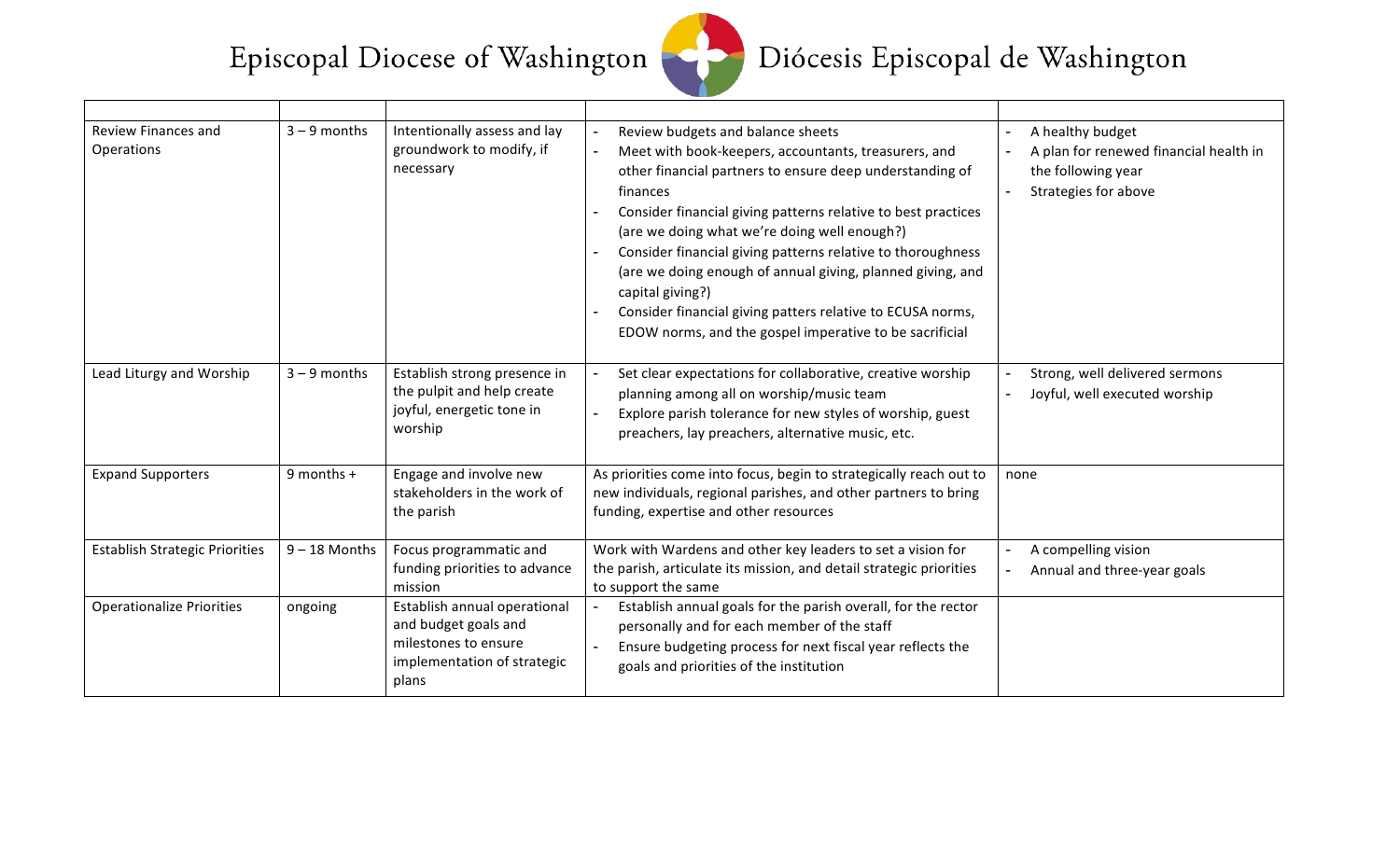# Episcopal Diocese of Washington — Diócesis Episcopal de Washington

| | | | | |
|---|---|---|---|---|
| Review Finances and Operations | 3 – 9 months | Intentionally assess and lay groundwork to modify, if necessary | - Review budgets and balance sheets<br>- Meet with book-keepers, accountants, treasurers, and other financial partners to ensure deep understanding of finances<br>- Consider financial giving patterns relative to best practices (are we doing what we're doing well enough?)<br>- Consider financial giving patterns relative to thoroughness (are we doing enough of annual giving, planned giving, and capital giving?)<br>- Consider financial giving patters relative to ECUSA norms, EDOW norms, and the gospel imperative to be sacrificial | - A healthy budget<br>- A plan for renewed financial health in the following year<br>- Strategies for above |
| Lead Liturgy and Worship | 3 – 9 months | Establish strong presence in the pulpit and help create joyful, energetic tone in worship | - Set clear expectations for collaborative, creative worship planning among all on worship/music team<br>- Explore parish tolerance for new styles of worship, guest preachers, lay preachers, alternative music, etc. | - Strong, well delivered sermons<br>- Joyful, well executed worship |
| Expand Supporters | 9 months + | Engage and involve new stakeholders in the work of the parish | As priorities come into focus, begin to strategically reach out to new individuals, regional parishes, and other partners to bring funding, expertise and other resources | none |
| Establish Strategic Priorities | 9 – 18 Months | Focus programmatic and funding priorities to advance mission | Work with Wardens and other key leaders to set a vision for the parish, articulate its mission, and detail strategic priorities to support the same | - A compelling vision<br>- Annual and three-year goals |
| Operationalize Priorities | ongoing | Establish annual operational and budget goals and milestones to ensure implementation of strategic plans | - Establish annual goals for the parish overall, for the rector personally and for each member of the staff<br>- Ensure budgeting process for next fiscal year reflects the goals and priorities of the institution | |